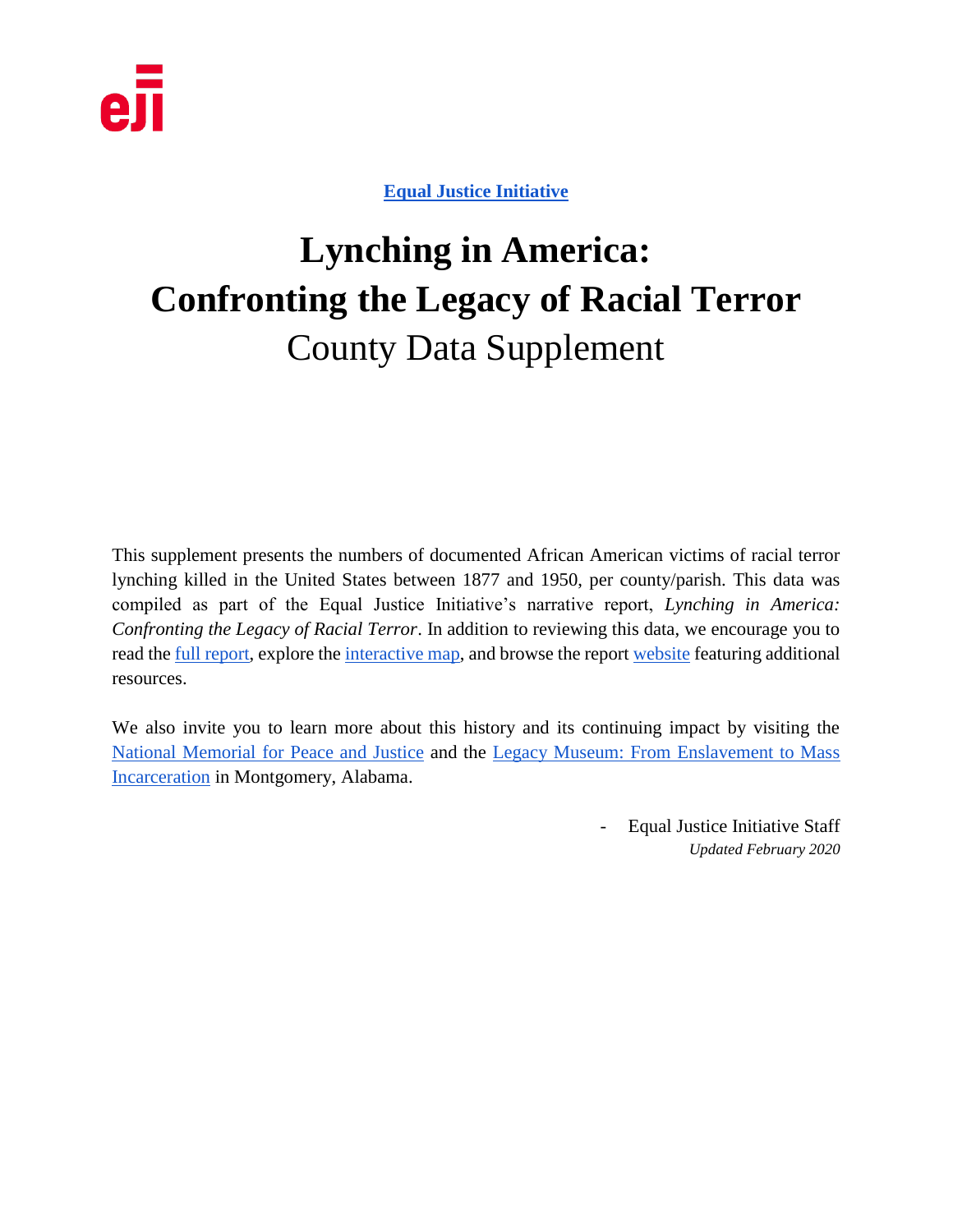eji

**Equal Justice Initiative**

# Lynching in America: Confronting the Legacy of Racial Terror

## County Data Supplement

This supplement presents the numbers of documented African American victims of racial terror lynching killed in the United States between 1877 and 1950, per county/parish. This data was compiled as part of the Equal Justice Initiative's narrative report, *Lynching in America: Confronting the Legacy of Racial Terror*. In addition to reviewing this data, we encourage you to read the full report, explore the interactive map, and browse the report website featuring additional resources.

We also invite you to learn more about this history and its continuing impact by visiting the National Memorial for Peace and Justice and the Legacy Museum: From Enslavement to Mass Incarceration in Montgomery, Alabama.

- Equal Justice Initiative Staff

*Updated February 2020*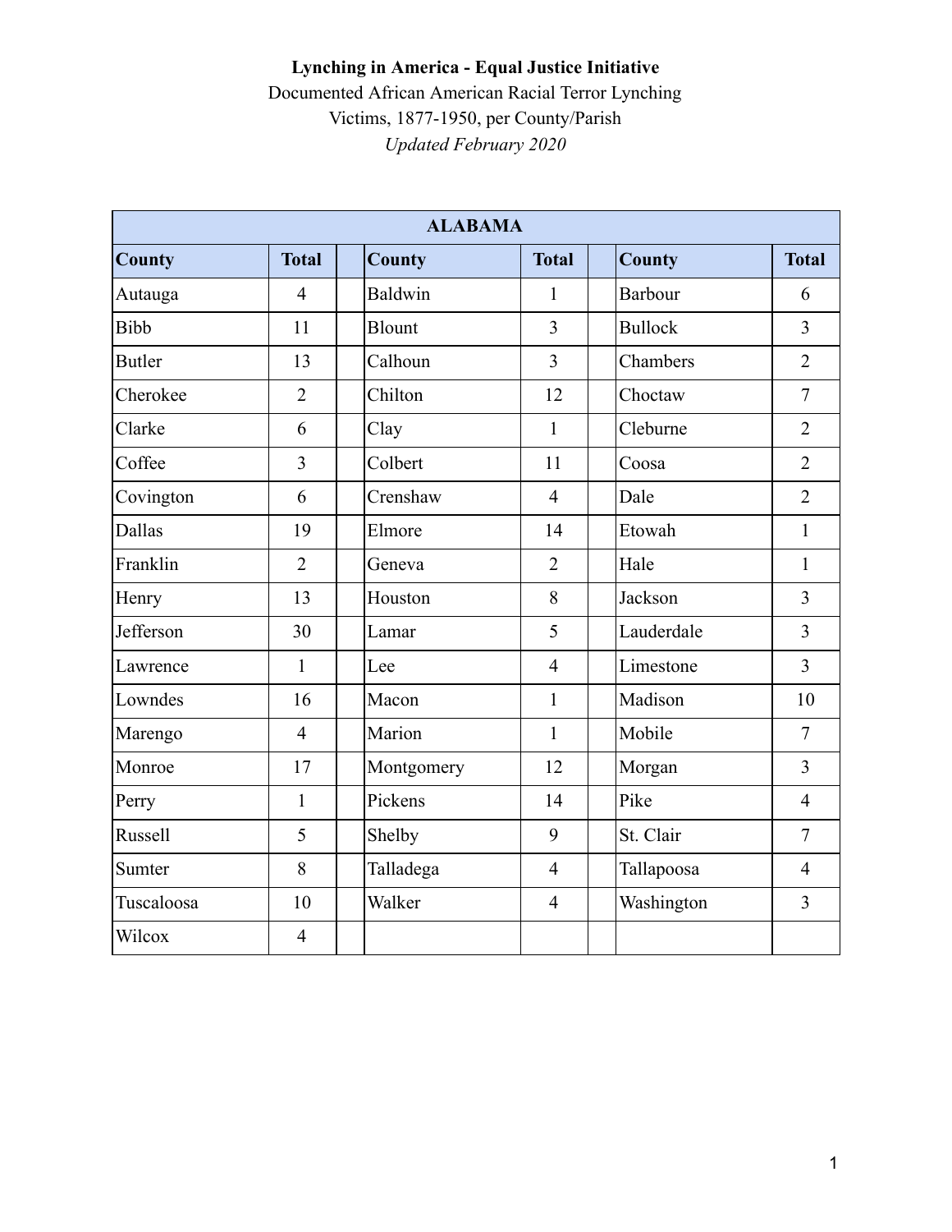**Lynching in America - Equal Justice Initiative**

Documented African American Racial Terror Lynching Victims, 1877-1950, per County/Parish

*Updated February 2020*

| ALABAMA | | | | | | | |
|---|---|---|---|---|---|---|---|
| **County** | **Total** | | **County** | **Total** | | **County** | **Total** |
| Autauga | 4 | | Baldwin | 1 | | Barbour | 6 |
| Bibb | 11 | | Blount | 3 | | Bullock | 3 |
| Butler | 13 | | Calhoun | 3 | | Chambers | 2 |
| Cherokee | 2 | | Chilton | 12 | | Choctaw | 7 |
| Clarke | 6 | | Clay | 1 | | Cleburne | 2 |
| Coffee | 3 | | Colbert | 11 | | Coosa | 2 |
| Covington | 6 | | Crenshaw | 4 | | Dale | 2 |
| Dallas | 19 | | Elmore | 14 | | Etowah | 1 |
| Franklin | 2 | | Geneva | 2 | | Hale | 1 |
| Henry | 13 | | Houston | 8 | | Jackson | 3 |
| Jefferson | 30 | | Lamar | 5 | | Lauderdale | 3 |
| Lawrence | 1 | | Lee | 4 | | Limestone | 3 |
| Lowndes | 16 | | Macon | 1 | | Madison | 10 |
| Marengo | 4 | | Marion | 1 | | Mobile | 7 |
| Monroe | 17 | | Montgomery | 12 | | Morgan | 3 |
| Perry | 1 | | Pickens | 14 | | Pike | 4 |
| Russell | 5 | | Shelby | 9 | | St. Clair | 7 |
| Sumter | 8 | | Talladega | 4 | | Tallapoosa | 4 |
| Tuscaloosa | 10 | | Walker | 4 | | Washington | 3 |
| Wilcox | 4 | | | | | | |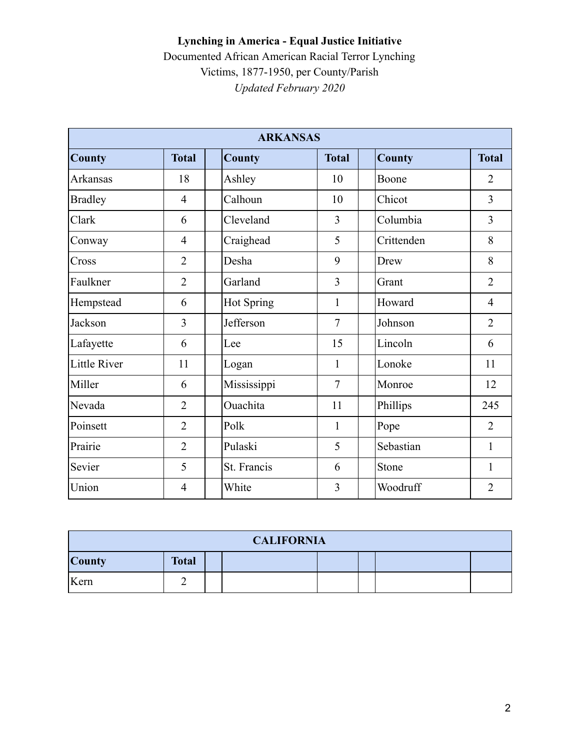**Lynching in America - Equal Justice Initiative**

Documented African American Racial Terror Lynching Victims, 1877-1950, per County/Parish

*Updated February 2020*

| ARKANSAS | | | | | | | |
|---|---|---|---|---|---|---|---|
| **County** | **Total** | | **County** | **Total** | | **County** | **Total** |
| Arkansas | 18 | | Ashley | 10 | | Boone | 2 |
| Bradley | 4 | | Calhoun | 10 | | Chicot | 3 |
| Clark | 6 | | Cleveland | 3 | | Columbia | 3 |
| Conway | 4 | | Craighead | 5 | | Crittenden | 8 |
| Cross | 2 | | Desha | 9 | | Drew | 8 |
| Faulkner | 2 | | Garland | 3 | | Grant | 2 |
| Hempstead | 6 | | Hot Spring | 1 | | Howard | 4 |
| Jackson | 3 | | Jefferson | 7 | | Johnson | 2 |
| Lafayette | 6 | | Lee | 15 | | Lincoln | 6 |
| Little River | 11 | | Logan | 1 | | Lonoke | 11 |
| Miller | 6 | | Mississippi | 7 | | Monroe | 12 |
| Nevada | 2 | | Ouachita | 11 | | Phillips | 245 |
| Poinsett | 2 | | Polk | 1 | | Pope | 2 |
| Prairie | 2 | | Pulaski | 5 | | Sebastian | 1 |
| Sevier | 5 | | St. Francis | 6 | | Stone | 1 |
| Union | 4 | | White | 3 | | Woodruff | 2 |

| CALIFORNIA | | | | | | | |
|---|---|---|---|---|---|---|---|
| **County** | **Total** | | | | | | |
| Kern | 2 | | | | | | |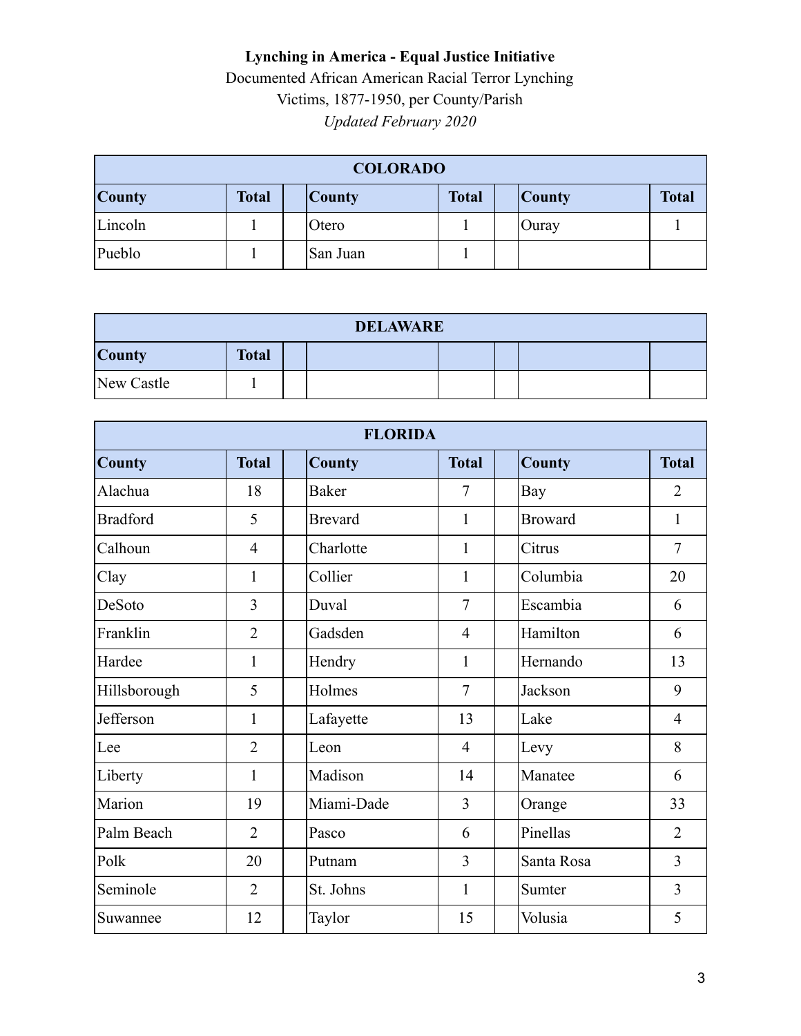**Lynching in America - Equal Justice Initiative**

Documented African American Racial Terror Lynching Victims, 1877-1950, per County/Parish

*Updated February 2020*

| COLORADO | | | | | | | |
|---|---|---|---|---|---|---|---|
| **County** | **Total** | | **County** | **Total** | | **County** | **Total** |
| Lincoln | 1 | | Otero | 1 | | Ouray | 1 |
| Pueblo | 1 | | San Juan | 1 | | | |

| DELAWARE | | | | | | | |
|---|---|---|---|---|---|---|---|
| **County** | **Total** | | | | | | |
| New Castle | 1 | | | | | | |

| FLORIDA | | | | | | | |
|---|---|---|---|---|---|---|---|
| **County** | **Total** | | **County** | **Total** | | **County** | **Total** |
| Alachua | 18 | | Baker | 7 | | Bay | 2 |
| Bradford | 5 | | Brevard | 1 | | Broward | 1 |
| Calhoun | 4 | | Charlotte | 1 | | Citrus | 7 |
| Clay | 1 | | Collier | 1 | | Columbia | 20 |
| DeSoto | 3 | | Duval | 7 | | Escambia | 6 |
| Franklin | 2 | | Gadsden | 4 | | Hamilton | 6 |
| Hardee | 1 | | Hendry | 1 | | Hernando | 13 |
| Hillsborough | 5 | | Holmes | 7 | | Jackson | 9 |
| Jefferson | 1 | | Lafayette | 13 | | Lake | 4 |
| Lee | 2 | | Leon | 4 | | Levy | 8 |
| Liberty | 1 | | Madison | 14 | | Manatee | 6 |
| Marion | 19 | | Miami-Dade | 3 | | Orange | 33 |
| Palm Beach | 2 | | Pasco | 6 | | Pinellas | 2 |
| Polk | 20 | | Putnam | 3 | | Santa Rosa | 3 |
| Seminole | 2 | | St. Johns | 1 | | Sumter | 3 |
| Suwannee | 12 | | Taylor | 15 | | Volusia | 5 |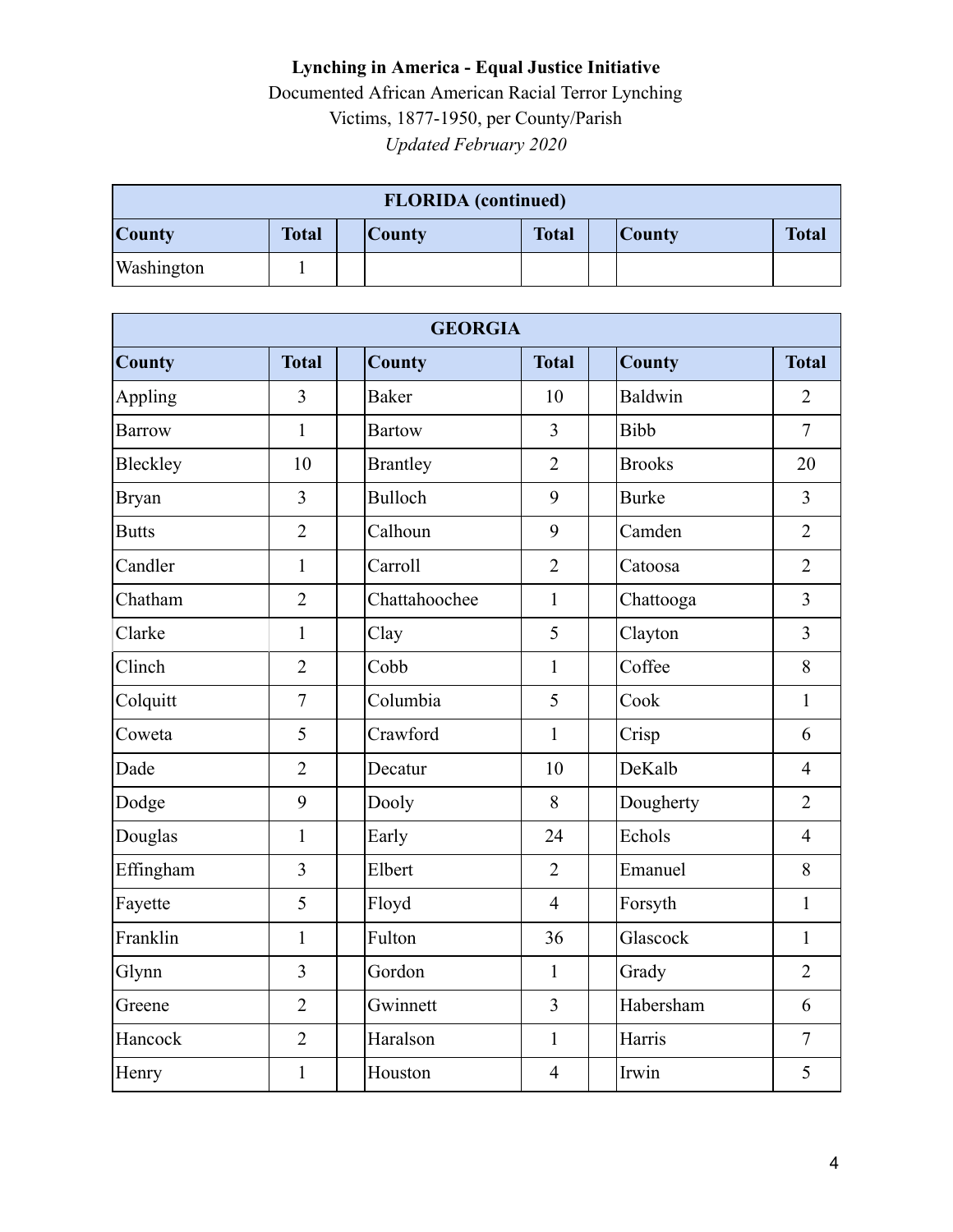**Lynching in America - Equal Justice Initiative**

Documented African American Racial Terror Lynching Victims, 1877-1950, per County/Parish

*Updated February 2020*

| FLORIDA (continued) | | | | | | | |
|---|---|---|---|---|---|---|---|
| **County** | **Total** | | **County** | **Total** | | **County** | **Total** |
| Washington | 1 | | | | | | |

| GEORGIA | | | | | | | |
|---|---|---|---|---|---|---|---|
| **County** | **Total** | | **County** | **Total** | | **County** | **Total** |
| Appling | 3 | | Baker | 10 | | Baldwin | 2 |
| Barrow | 1 | | Bartow | 3 | | Bibb | 7 |
| Bleckley | 10 | | Brantley | 2 | | Brooks | 20 |
| Bryan | 3 | | Bulloch | 9 | | Burke | 3 |
| Butts | 2 | | Calhoun | 9 | | Camden | 2 |
| Candler | 1 | | Carroll | 2 | | Catoosa | 2 |
| Chatham | 2 | | Chattahoochee | 1 | | Chattooga | 3 |
| Clarke | 1 | | Clay | 5 | | Clayton | 3 |
| Clinch | 2 | | Cobb | 1 | | Coffee | 8 |
| Colquitt | 7 | | Columbia | 5 | | Cook | 1 |
| Coweta | 5 | | Crawford | 1 | | Crisp | 6 |
| Dade | 2 | | Decatur | 10 | | DeKalb | 4 |
| Dodge | 9 | | Dooly | 8 | | Dougherty | 2 |
| Douglas | 1 | | Early | 24 | | Echols | 4 |
| Effingham | 3 | | Elbert | 2 | | Emanuel | 8 |
| Fayette | 5 | | Floyd | 4 | | Forsyth | 1 |
| Franklin | 1 | | Fulton | 36 | | Glascock | 1 |
| Glynn | 3 | | Gordon | 1 | | Grady | 2 |
| Greene | 2 | | Gwinnett | 3 | | Habersham | 6 |
| Hancock | 2 | | Haralson | 1 | | Harris | 7 |
| Henry | 1 | | Houston | 4 | | Irwin | 5 |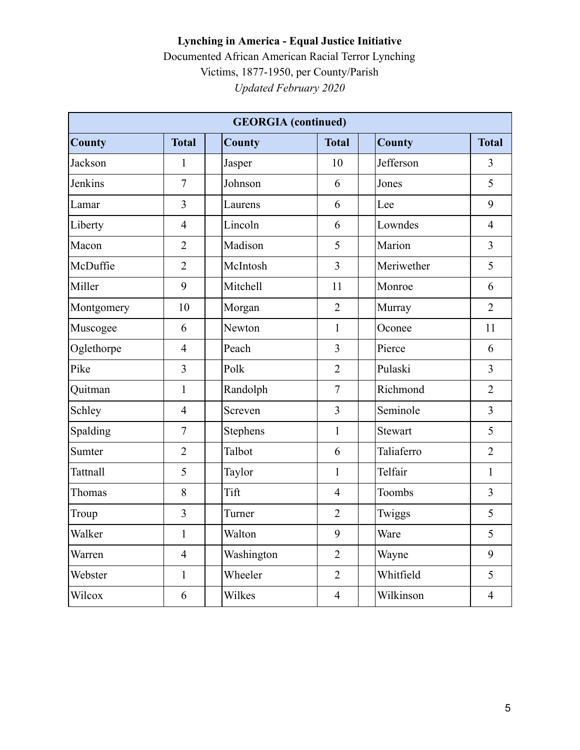**Lynching in America - Equal Justice Initiative**

Documented African American Racial Terror Lynching Victims, 1877-1950, per County/Parish

*Updated February 2020*

| GEORGIA (continued) | | | | | | | |
|---|---|---|---|---|---|---|---|
| **County** | **Total** | | **County** | **Total** | | **County** | **Total** |
| Jackson | 1 | | Jasper | 10 | | Jefferson | 3 |
| Jenkins | 7 | | Johnson | 6 | | Jones | 5 |
| Lamar | 3 | | Laurens | 6 | | Lee | 9 |
| Liberty | 4 | | Lincoln | 6 | | Lowndes | 4 |
| Macon | 2 | | Madison | 5 | | Marion | 3 |
| McDuffie | 2 | | McIntosh | 3 | | Meriwether | 5 |
| Miller | 9 | | Mitchell | 11 | | Monroe | 6 |
| Montgomery | 10 | | Morgan | 2 | | Murray | 2 |
| Muscogee | 6 | | Newton | 1 | | Oconee | 11 |
| Oglethorpe | 4 | | Peach | 3 | | Pierce | 6 |
| Pike | 3 | | Polk | 2 | | Pulaski | 3 |
| Quitman | 1 | | Randolph | 7 | | Richmond | 2 |
| Schley | 4 | | Screven | 3 | | Seminole | 3 |
| Spalding | 7 | | Stephens | 1 | | Stewart | 5 |
| Sumter | 2 | | Talbot | 6 | | Taliaferro | 2 |
| Tattnall | 5 | | Taylor | 1 | | Telfair | 1 |
| Thomas | 8 | | Tift | 4 | | Toombs | 3 |
| Troup | 3 | | Turner | 2 | | Twiggs | 5 |
| Walker | 1 | | Walton | 9 | | Ware | 5 |
| Warren | 4 | | Washington | 2 | | Wayne | 9 |
| Webster | 1 | | Wheeler | 2 | | Whitfield | 5 |
| Wilcox | 6 | | Wilkes | 4 | | Wilkinson | 4 |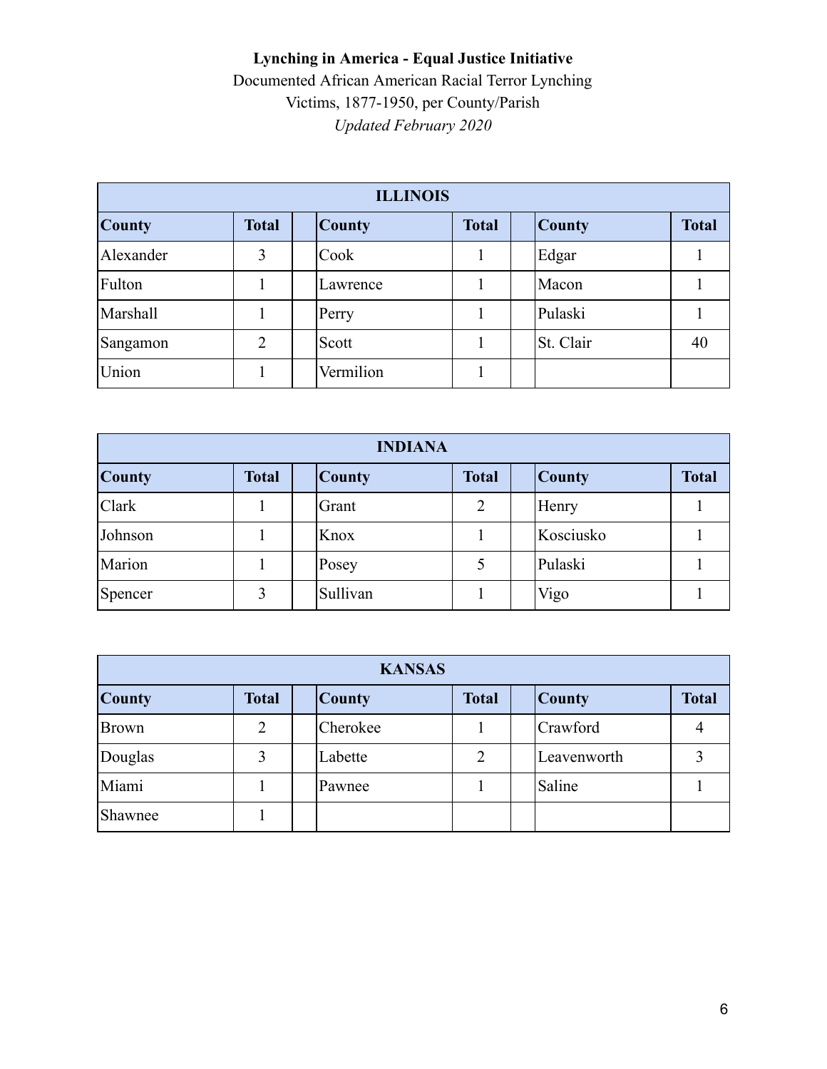**Lynching in America - Equal Justice Initiative**

Documented African American Racial Terror Lynching Victims, 1877-1950, per County/Parish

*Updated February 2020*

| ILLINOIS | | | | | | | |
|---|---|---|---|---|---|---|---|
| **County** | **Total** | | **County** | **Total** | | **County** | **Total** |
| Alexander | 3 | | Cook | 1 | | Edgar | 1 |
| Fulton | 1 | | Lawrence | 1 | | Macon | 1 |
| Marshall | 1 | | Perry | 1 | | Pulaski | 1 |
| Sangamon | 2 | | Scott | 1 | | St. Clair | 40 |
| Union | 1 | | Vermilion | 1 | | | |

| INDIANA | | | | | | | |
|---|---|---|---|---|---|---|---|
| **County** | **Total** | | **County** | **Total** | | **County** | **Total** |
| Clark | 1 | | Grant | 2 | | Henry | 1 |
| Johnson | 1 | | Knox | 1 | | Kosciusko | 1 |
| Marion | 1 | | Posey | 5 | | Pulaski | 1 |
| Spencer | 3 | | Sullivan | 1 | | Vigo | 1 |

| KANSAS | | | | | | | |
|---|---|---|---|---|---|---|---|
| **County** | **Total** | | **County** | **Total** | | **County** | **Total** |
| Brown | 2 | | Cherokee | 1 | | Crawford | 4 |
| Douglas | 3 | | Labette | 2 | | Leavenworth | 3 |
| Miami | 1 | | Pawnee | 1 | | Saline | 1 |
| Shawnee | 1 | | | | | | |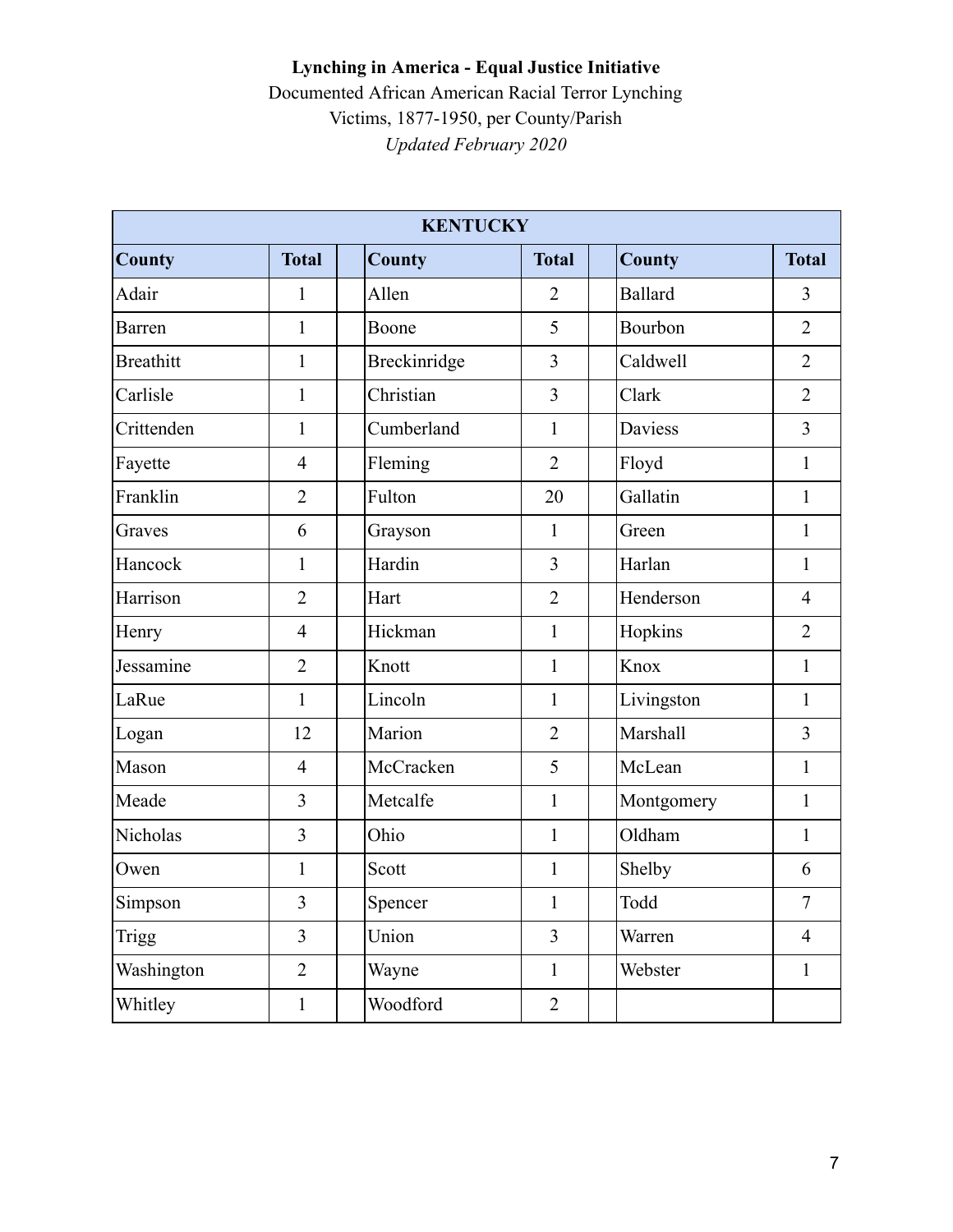**Lynching in America - Equal Justice Initiative**

Documented African American Racial Terror Lynching Victims, 1877-1950, per County/Parish

*Updated February 2020*

| KENTUCKY | | | | | | | |
|---|---|---|---|---|---|---|---|
| **County** | **Total** | | **County** | **Total** | | **County** | **Total** |
| Adair | 1 | | Allen | 2 | | Ballard | 3 |
| Barren | 1 | | Boone | 5 | | Bourbon | 2 |
| Breathitt | 1 | | Breckinridge | 3 | | Caldwell | 2 |
| Carlisle | 1 | | Christian | 3 | | Clark | 2 |
| Crittenden | 1 | | Cumberland | 1 | | Daviess | 3 |
| Fayette | 4 | | Fleming | 2 | | Floyd | 1 |
| Franklin | 2 | | Fulton | 20 | | Gallatin | 1 |
| Graves | 6 | | Grayson | 1 | | Green | 1 |
| Hancock | 1 | | Hardin | 3 | | Harlan | 1 |
| Harrison | 2 | | Hart | 2 | | Henderson | 4 |
| Henry | 4 | | Hickman | 1 | | Hopkins | 2 |
| Jessamine | 2 | | Knott | 1 | | Knox | 1 |
| LaRue | 1 | | Lincoln | 1 | | Livingston | 1 |
| Logan | 12 | | Marion | 2 | | Marshall | 3 |
| Mason | 4 | | McCracken | 5 | | McLean | 1 |
| Meade | 3 | | Metcalfe | 1 | | Montgomery | 1 |
| Nicholas | 3 | | Ohio | 1 | | Oldham | 1 |
| Owen | 1 | | Scott | 1 | | Shelby | 6 |
| Simpson | 3 | | Spencer | 1 | | Todd | 7 |
| Trigg | 3 | | Union | 3 | | Warren | 4 |
| Washington | 2 | | Wayne | 1 | | Webster | 1 |
| Whitley | 1 | | Woodford | 2 | | | |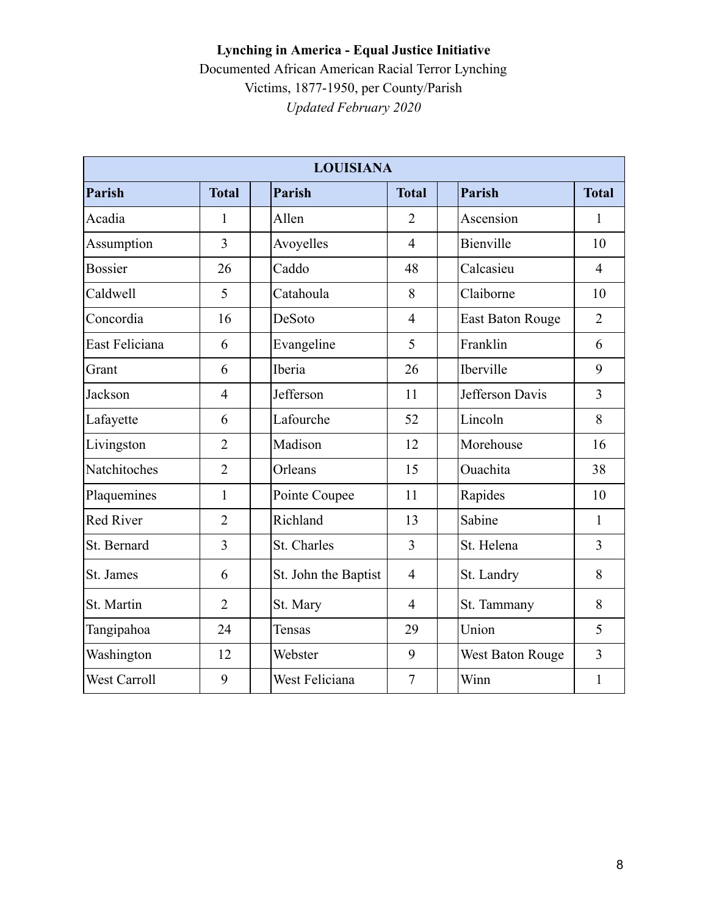**Lynching in America - Equal Justice Initiative**

Documented African American Racial Terror Lynching Victims, 1877-1950, per County/Parish

*Updated February 2020*

| LOUISIANA | | | | | | | |
|---|---|---|---|---|---|---|---|
| **Parish** | **Total** | | **Parish** | **Total** | | **Parish** | **Total** |
| Acadia | 1 | | Allen | 2 | | Ascension | 1 |
| Assumption | 3 | | Avoyelles | 4 | | Bienville | 10 |
| Bossier | 26 | | Caddo | 48 | | Calcasieu | 4 |
| Caldwell | 5 | | Catahoula | 8 | | Claiborne | 10 |
| Concordia | 16 | | DeSoto | 4 | | East Baton Rouge | 2 |
| East Feliciana | 6 | | Evangeline | 5 | | Franklin | 6 |
| Grant | 6 | | Iberia | 26 | | Iberville | 9 |
| Jackson | 4 | | Jefferson | 11 | | Jefferson Davis | 3 |
| Lafayette | 6 | | Lafourche | 52 | | Lincoln | 8 |
| Livingston | 2 | | Madison | 12 | | Morehouse | 16 |
| Natchitoches | 2 | | Orleans | 15 | | Ouachita | 38 |
| Plaquemines | 1 | | Pointe Coupee | 11 | | Rapides | 10 |
| Red River | 2 | | Richland | 13 | | Sabine | 1 |
| St. Bernard | 3 | | St. Charles | 3 | | St. Helena | 3 |
| St. James | 6 | | St. John the Baptist | 4 | | St. Landry | 8 |
| St. Martin | 2 | | St. Mary | 4 | | St. Tammany | 8 |
| Tangipahoa | 24 | | Tensas | 29 | | Union | 5 |
| Washington | 12 | | Webster | 9 | | West Baton Rouge | 3 |
| West Carroll | 9 | | West Feliciana | 7 | | Winn | 1 |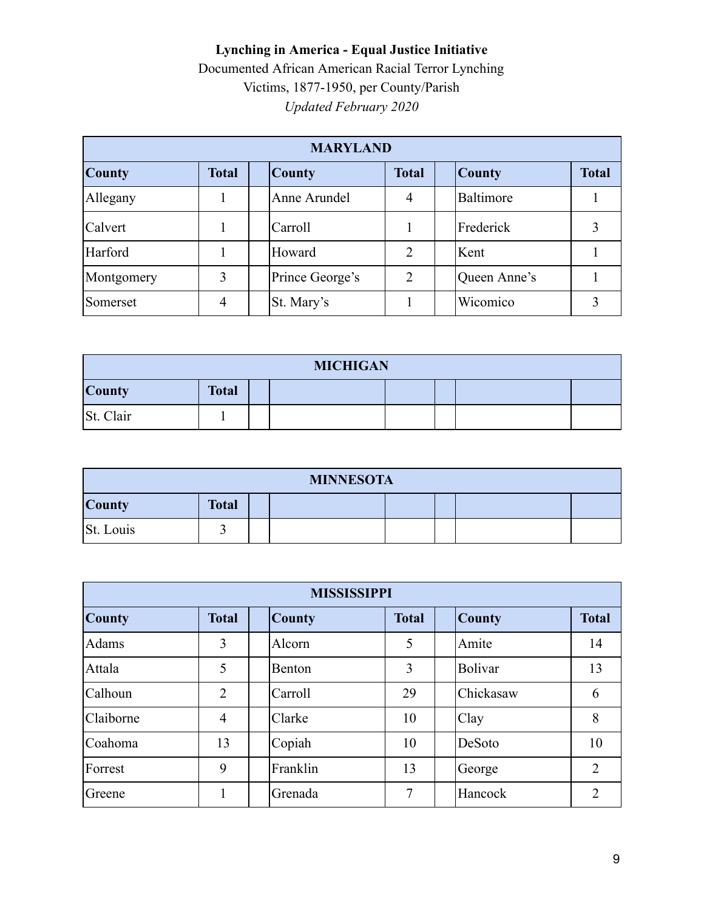**Lynching in America - Equal Justice Initiative**

Documented African American Racial Terror Lynching Victims, 1877-1950, per County/Parish

*Updated February 2020*

| MARYLAND | | | | | | | |
|---|---|---|---|---|---|---|---|
| **County** | **Total** | | **County** | **Total** | | **County** | **Total** |
| Allegany | 1 | | Anne Arundel | 4 | | Baltimore | 1 |
| Calvert | 1 | | Carroll | 1 | | Frederick | 3 |
| Harford | 1 | | Howard | 2 | | Kent | 1 |
| Montgomery | 3 | | Prince George's | 2 | | Queen Anne's | 1 |
| Somerset | 4 | | St. Mary's | 1 | | Wicomico | 3 |

| MICHIGAN | | | | | | | |
|---|---|---|---|---|---|---|---|
| **County** | **Total** | | | | | | |
| St. Clair | 1 | | | | | | |

| MINNESOTA | | | | | | | |
|---|---|---|---|---|---|---|---|
| **County** | **Total** | | | | | | |
| St. Louis | 3 | | | | | | |

| MISSISSIPPI | | | | | | | |
|---|---|---|---|---|---|---|---|
| **County** | **Total** | | **County** | **Total** | | **County** | **Total** |
| Adams | 3 | | Alcorn | 5 | | Amite | 14 |
| Attala | 5 | | Benton | 3 | | Bolivar | 13 |
| Calhoun | 2 | | Carroll | 29 | | Chickasaw | 6 |
| Claiborne | 4 | | Clarke | 10 | | Clay | 8 |
| Coahoma | 13 | | Copiah | 10 | | DeSoto | 10 |
| Forrest | 9 | | Franklin | 13 | | George | 2 |
| Greene | 1 | | Grenada | 7 | | Hancock | 2 |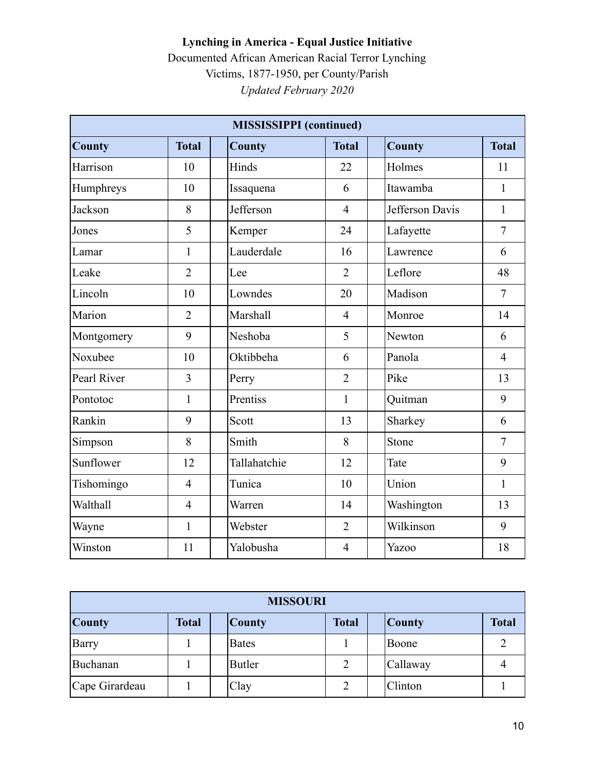**Lynching in America - Equal Justice Initiative**

Documented African American Racial Terror Lynching Victims, 1877-1950, per County/Parish

*Updated February 2020*

| MISSISSIPPI (continued) | | | | | | | |
|---|---|---|---|---|---|---|---|
| **County** | **Total** | | **County** | **Total** | | **County** | **Total** |
| Harrison | 10 | | Hinds | 22 | | Holmes | 11 |
| Humphreys | 10 | | Issaquena | 6 | | Itawamba | 1 |
| Jackson | 8 | | Jefferson | 4 | | Jefferson Davis | 1 |
| Jones | 5 | | Kemper | 24 | | Lafayette | 7 |
| Lamar | 1 | | Lauderdale | 16 | | Lawrence | 6 |
| Leake | 2 | | Lee | 2 | | Leflore | 48 |
| Lincoln | 10 | | Lowndes | 20 | | Madison | 7 |
| Marion | 2 | | Marshall | 4 | | Monroe | 14 |
| Montgomery | 9 | | Neshoba | 5 | | Newton | 6 |
| Noxubee | 10 | | Oktibbeha | 6 | | Panola | 4 |
| Pearl River | 3 | | Perry | 2 | | Pike | 13 |
| Pontotoc | 1 | | Prentiss | 1 | | Quitman | 9 |
| Rankin | 9 | | Scott | 13 | | Sharkey | 6 |
| Simpson | 8 | | Smith | 8 | | Stone | 7 |
| Sunflower | 12 | | Tallahatchie | 12 | | Tate | 9 |
| Tishomingo | 4 | | Tunica | 10 | | Union | 1 |
| Walthall | 4 | | Warren | 14 | | Washington | 13 |
| Wayne | 1 | | Webster | 2 | | Wilkinson | 9 |
| Winston | 11 | | Yalobusha | 4 | | Yazoo | 18 |

| MISSOURI | | | | | | | |
|---|---|---|---|---|---|---|---|
| **County** | **Total** | | **County** | **Total** | | **County** | **Total** |
| Barry | 1 | | Bates | 1 | | Boone | 2 |
| Buchanan | 1 | | Butler | 2 | | Callaway | 4 |
| Cape Girardeau | 1 | | Clay | 2 | | Clinton | 1 |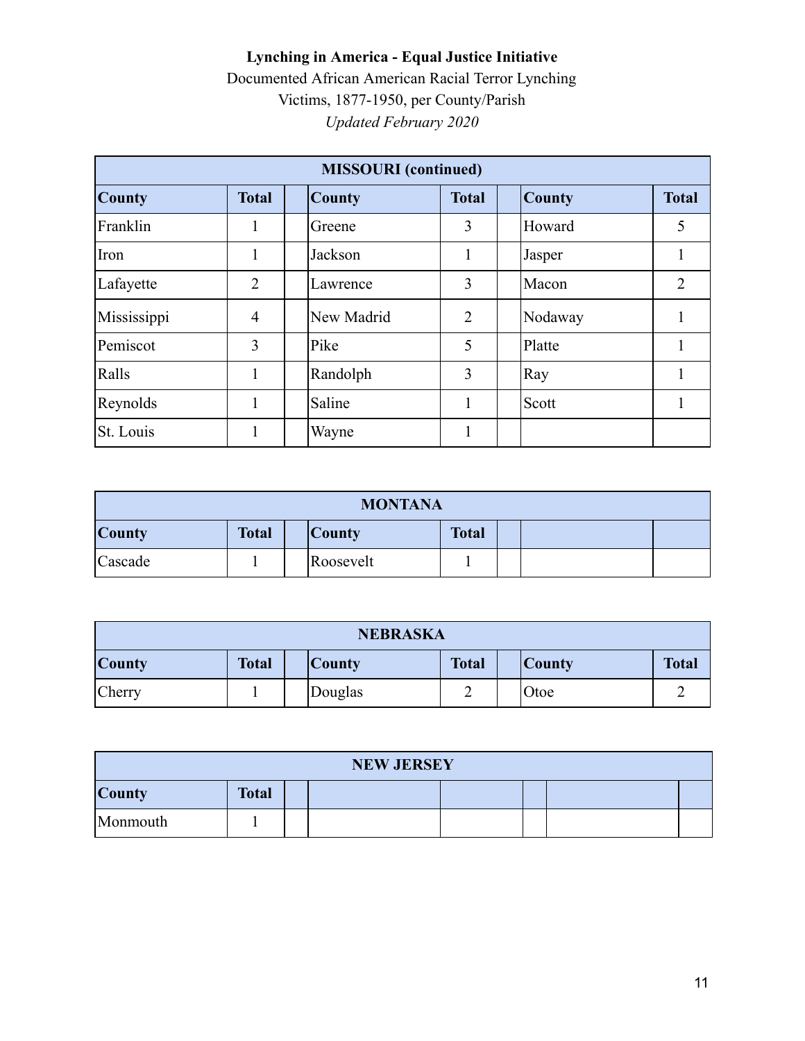**Lynching in America - Equal Justice Initiative**

Documented African American Racial Terror Lynching Victims, 1877-1950, per County/Parish

*Updated February 2020*

| MISSOURI (continued) | | | | | | | |
|---|---|---|---|---|---|---|---|
| **County** | **Total** | | **County** | **Total** | | **County** | **Total** |
| Franklin | 1 | | Greene | 3 | | Howard | 5 |
| Iron | 1 | | Jackson | 1 | | Jasper | 1 |
| Lafayette | 2 | | Lawrence | 3 | | Macon | 2 |
| Mississippi | 4 | | New Madrid | 2 | | Nodaway | 1 |
| Pemiscot | 3 | | Pike | 5 | | Platte | 1 |
| Ralls | 1 | | Randolph | 3 | | Ray | 1 |
| Reynolds | 1 | | Saline | 1 | | Scott | 1 |
| St. Louis | 1 | | Wayne | 1 | | | |

| MONTANA | | | | | | | |
|---|---|---|---|---|---|---|---|
| **County** | **Total** | | **County** | **Total** | | | |
| Cascade | 1 | | Roosevelt | 1 | | | |

| NEBRASKA | | | | | | | |
|---|---|---|---|---|---|---|---|
| **County** | **Total** | | **County** | **Total** | | **County** | **Total** |
| Cherry | 1 | | Douglas | 2 | | Otoe | 2 |

| NEW JERSEY | | | | | | | |
|---|---|---|---|---|---|---|---|
| **County** | **Total** | | | | | | |
| Monmouth | 1 | | | | | | |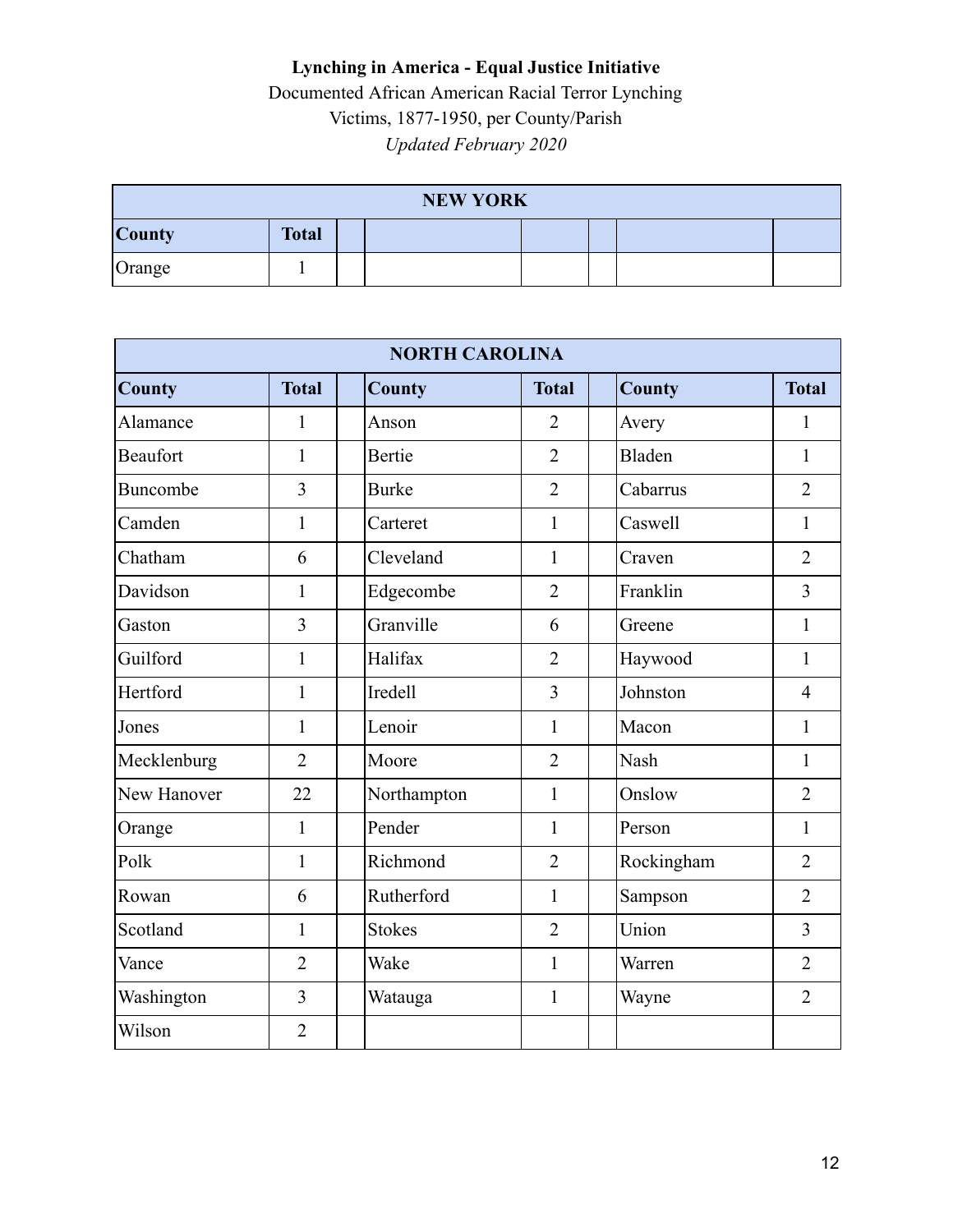**Lynching in America - Equal Justice Initiative**

Documented African American Racial Terror Lynching Victims, 1877-1950, per County/Parish

*Updated February 2020*

| NEW YORK | | | | | | | | |
|---|---|---|---|---|---|---|---|---|
| **County** | **Total** | | | | | | | |
| Orange | 1 | | | | | | | |

| NORTH CAROLINA | | | | | | | | |
|---|---|---|---|---|---|---|---|---|
| **County** | **Total** | | **County** | **Total** | | **County** | **Total** |
| Alamance | 1 | | Anson | 2 | | Avery | 1 |
| Beaufort | 1 | | Bertie | 2 | | Bladen | 1 |
| Buncombe | 3 | | Burke | 2 | | Cabarrus | 2 |
| Camden | 1 | | Carteret | 1 | | Caswell | 1 |
| Chatham | 6 | | Cleveland | 1 | | Craven | 2 |
| Davidson | 1 | | Edgecombe | 2 | | Franklin | 3 |
| Gaston | 3 | | Granville | 6 | | Greene | 1 |
| Guilford | 1 | | Halifax | 2 | | Haywood | 1 |
| Hertford | 1 | | Iredell | 3 | | Johnston | 4 |
| Jones | 1 | | Lenoir | 1 | | Macon | 1 |
| Mecklenburg | 2 | | Moore | 2 | | Nash | 1 |
| New Hanover | 22 | | Northampton | 1 | | Onslow | 2 |
| Orange | 1 | | Pender | 1 | | Person | 1 |
| Polk | 1 | | Richmond | 2 | | Rockingham | 2 |
| Rowan | 6 | | Rutherford | 1 | | Sampson | 2 |
| Scotland | 1 | | Stokes | 2 | | Union | 3 |
| Vance | 2 | | Wake | 1 | | Warren | 2 |
| Washington | 3 | | Watauga | 1 | | Wayne | 2 |
| Wilson | 2 | | | | | | |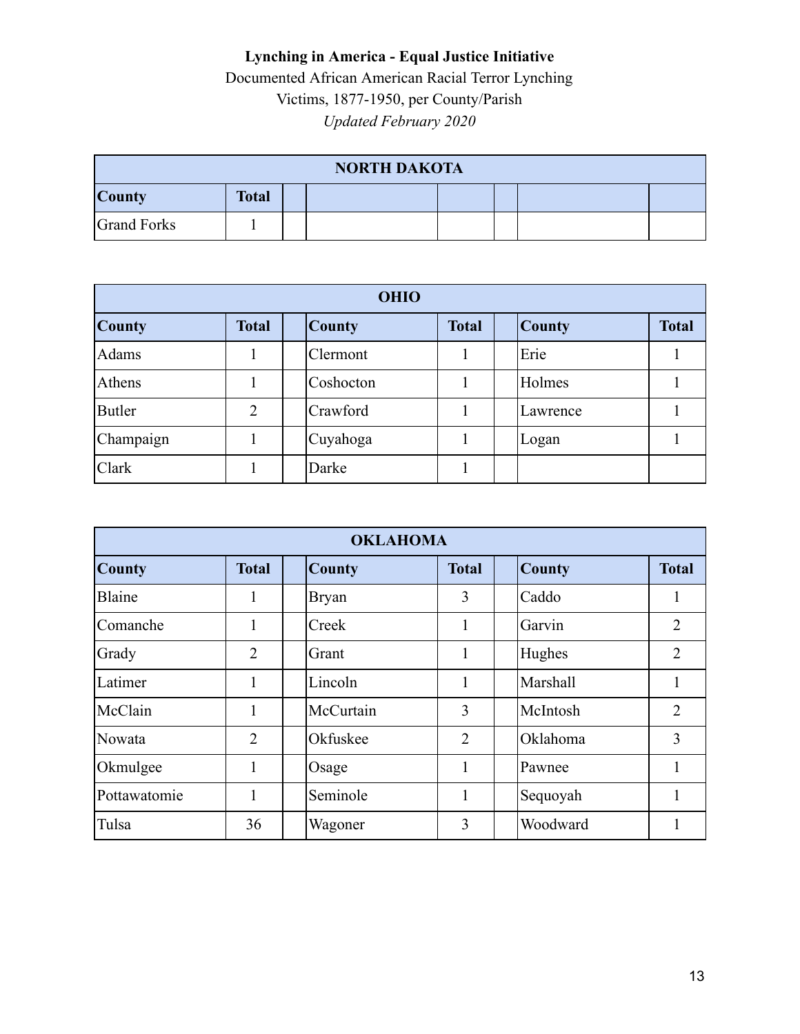**Lynching in America - Equal Justice Initiative**

Documented African American Racial Terror Lynching Victims, 1877-1950, per County/Parish

*Updated February 2020*

| NORTH DAKOTA | | | | | | | |
|---|---|---|---|---|---|---|---|
| **County** | **Total** | | | | | | |
| Grand Forks | 1 | | | | | | |

| OHIO | | | | | | | |
|---|---|---|---|---|---|---|---|
| **County** | **Total** | | **County** | **Total** | | **County** | **Total** |
| Adams | 1 | | Clermont | 1 | | Erie | 1 |
| Athens | 1 | | Coshocton | 1 | | Holmes | 1 |
| Butler | 2 | | Crawford | 1 | | Lawrence | 1 |
| Champaign | 1 | | Cuyahoga | 1 | | Logan | 1 |
| Clark | 1 | | Darke | 1 | | | |

| OKLAHOMA | | | | | | | |
|---|---|---|---|---|---|---|---|
| **County** | **Total** | | **County** | **Total** | | **County** | **Total** |
| Blaine | 1 | | Bryan | 3 | | Caddo | 1 |
| Comanche | 1 | | Creek | 1 | | Garvin | 2 |
| Grady | 2 | | Grant | 1 | | Hughes | 2 |
| Latimer | 1 | | Lincoln | 1 | | Marshall | 1 |
| McClain | 1 | | McCurtain | 3 | | McIntosh | 2 |
| Nowata | 2 | | Okfuskee | 2 | | Oklahoma | 3 |
| Okmulgee | 1 | | Osage | 1 | | Pawnee | 1 |
| Pottawatomie | 1 | | Seminole | 1 | | Sequoyah | 1 |
| Tulsa | 36 | | Wagoner | 3 | | Woodward | 1 |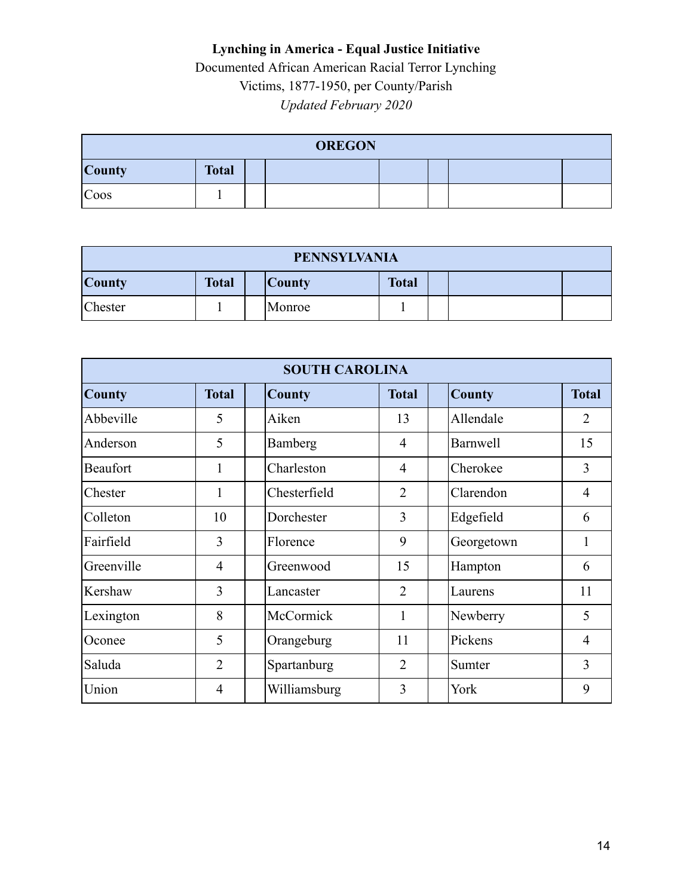**Lynching in America - Equal Justice Initiative**

Documented African American Racial Terror Lynching Victims, 1877-1950, per County/Parish

*Updated February 2020*

| OREGON | | | | | | | |
|---|---|---|---|---|---|---|---|
| **County** | **Total** | | | | | | |
| Coos | 1 | | | | | | |

| PENNSYLVANIA | | | | | | | |
|---|---|---|---|---|---|---|---|
| **County** | **Total** | | **County** | **Total** | | | |
| Chester | 1 | | Monroe | 1 | | | |

| SOUTH CAROLINA | | | | | | | |
|---|---|---|---|---|---|---|---|
| **County** | **Total** | | **County** | **Total** | | **County** | **Total** |
| Abbeville | 5 | | Aiken | 13 | | Allendale | 2 |
| Anderson | 5 | | Bamberg | 4 | | Barnwell | 15 |
| Beaufort | 1 | | Charleston | 4 | | Cherokee | 3 |
| Chester | 1 | | Chesterfield | 2 | | Clarendon | 4 |
| Colleton | 10 | | Dorchester | 3 | | Edgefield | 6 |
| Fairfield | 3 | | Florence | 9 | | Georgetown | 1 |
| Greenville | 4 | | Greenwood | 15 | | Hampton | 6 |
| Kershaw | 3 | | Lancaster | 2 | | Laurens | 11 |
| Lexington | 8 | | McCormick | 1 | | Newberry | 5 |
| Oconee | 5 | | Orangeburg | 11 | | Pickens | 4 |
| Saluda | 2 | | Spartanburg | 2 | | Sumter | 3 |
| Union | 4 | | Williamsburg | 3 | | York | 9 |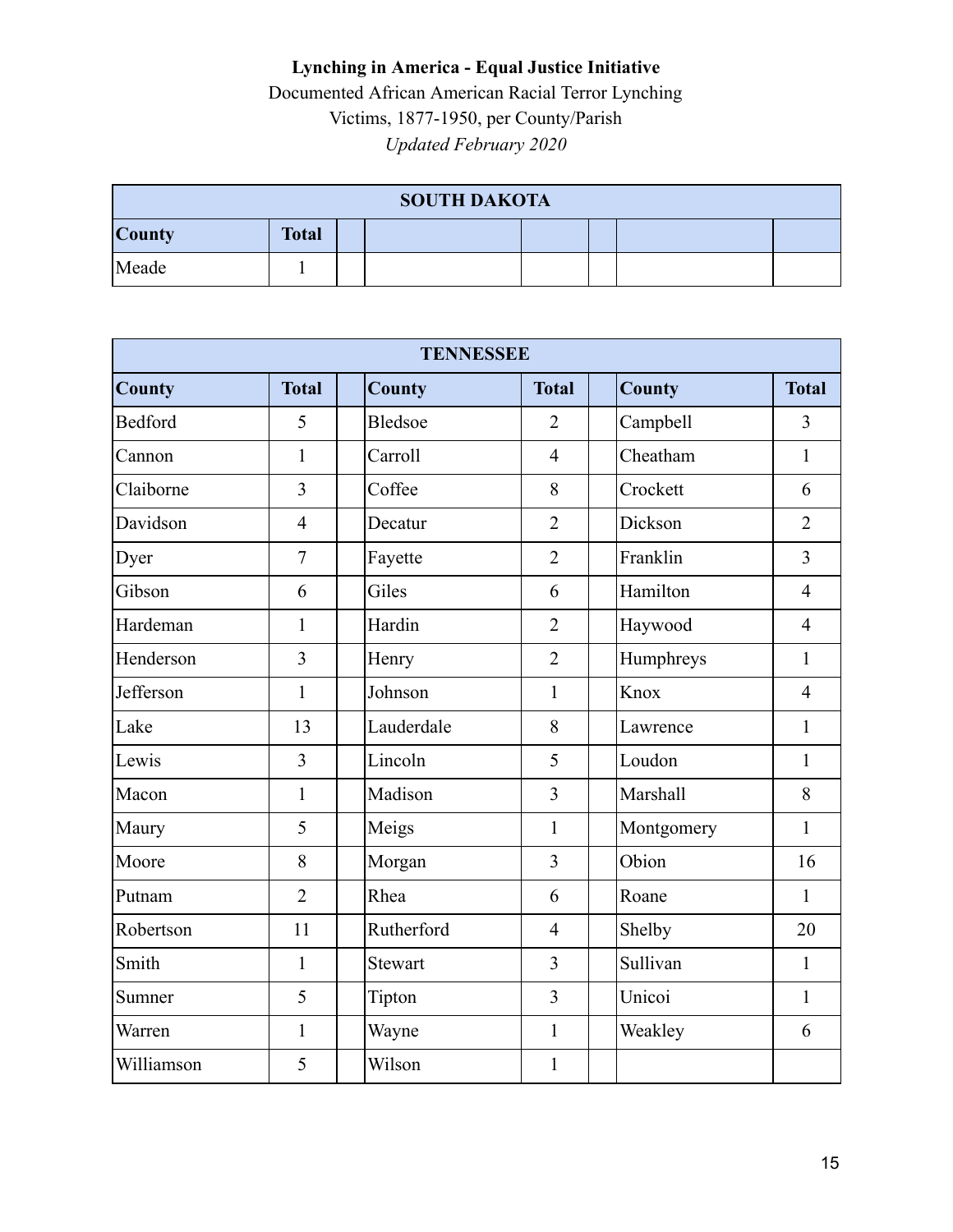**Lynching in America - Equal Justice Initiative**

Documented African American Racial Terror Lynching Victims, 1877-1950, per County/Parish

*Updated February 2020*

| SOUTH DAKOTA | | | | | | | |
|---|---|---|---|---|---|---|---|
| **County** | **Total** | | | | | | |
| Meade | 1 | | | | | | |

| TENNESSEE | | | | | | | |
|---|---|---|---|---|---|---|---|
| **County** | **Total** | | **County** | **Total** | | **County** | **Total** |
| Bedford | 5 | | Bledsoe | 2 | | Campbell | 3 |
| Cannon | 1 | | Carroll | 4 | | Cheatham | 1 |
| Claiborne | 3 | | Coffee | 8 | | Crockett | 6 |
| Davidson | 4 | | Decatur | 2 | | Dickson | 2 |
| Dyer | 7 | | Fayette | 2 | | Franklin | 3 |
| Gibson | 6 | | Giles | 6 | | Hamilton | 4 |
| Hardeman | 1 | | Hardin | 2 | | Haywood | 4 |
| Henderson | 3 | | Henry | 2 | | Humphreys | 1 |
| Jefferson | 1 | | Johnson | 1 | | Knox | 4 |
| Lake | 13 | | Lauderdale | 8 | | Lawrence | 1 |
| Lewis | 3 | | Lincoln | 5 | | Loudon | 1 |
| Macon | 1 | | Madison | 3 | | Marshall | 8 |
| Maury | 5 | | Meigs | 1 | | Montgomery | 1 |
| Moore | 8 | | Morgan | 3 | | Obion | 16 |
| Putnam | 2 | | Rhea | 6 | | Roane | 1 |
| Robertson | 11 | | Rutherford | 4 | | Shelby | 20 |
| Smith | 1 | | Stewart | 3 | | Sullivan | 1 |
| Sumner | 5 | | Tipton | 3 | | Unicoi | 1 |
| Warren | 1 | | Wayne | 1 | | Weakley | 6 |
| Williamson | 5 | | Wilson | 1 | | | |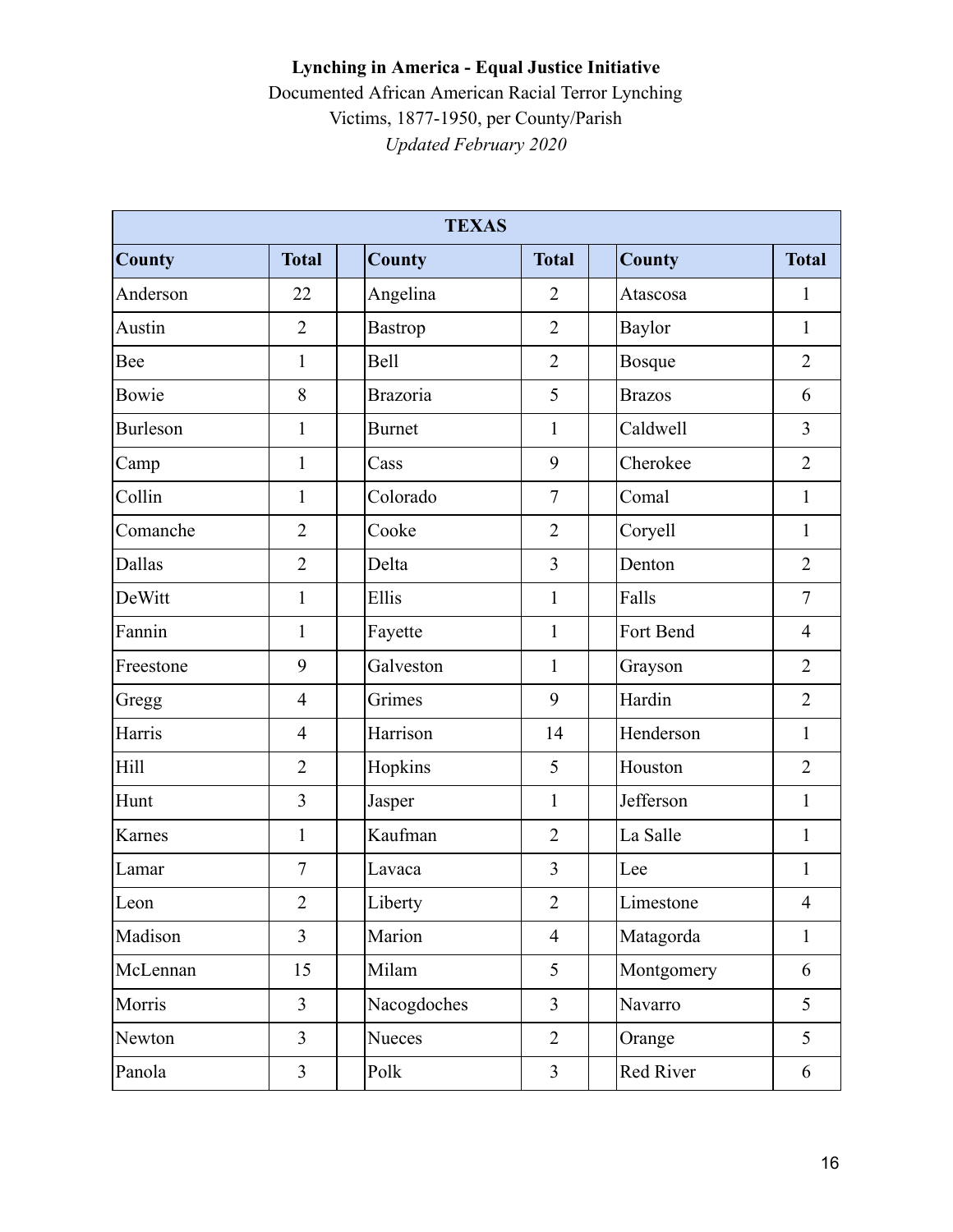**Lynching in America - Equal Justice Initiative**

Documented African American Racial Terror Lynching Victims, 1877-1950, per County/Parish

*Updated February 2020*

| TEXAS | | | | | | | |
|---|---|---|---|---|---|---|---|
| **County** | **Total** | | **County** | **Total** | | **County** | **Total** |
| Anderson | 22 | | Angelina | 2 | | Atascosa | 1 |
| Austin | 2 | | Bastrop | 2 | | Baylor | 1 |
| Bee | 1 | | Bell | 2 | | Bosque | 2 |
| Bowie | 8 | | Brazoria | 5 | | Brazos | 6 |
| Burleson | 1 | | Burnet | 1 | | Caldwell | 3 |
| Camp | 1 | | Cass | 9 | | Cherokee | 2 |
| Collin | 1 | | Colorado | 7 | | Comal | 1 |
| Comanche | 2 | | Cooke | 2 | | Coryell | 1 |
| Dallas | 2 | | Delta | 3 | | Denton | 2 |
| DeWitt | 1 | | Ellis | 1 | | Falls | 7 |
| Fannin | 1 | | Fayette | 1 | | Fort Bend | 4 |
| Freestone | 9 | | Galveston | 1 | | Grayson | 2 |
| Gregg | 4 | | Grimes | 9 | | Hardin | 2 |
| Harris | 4 | | Harrison | 14 | | Henderson | 1 |
| Hill | 2 | | Hopkins | 5 | | Houston | 2 |
| Hunt | 3 | | Jasper | 1 | | Jefferson | 1 |
| Karnes | 1 | | Kaufman | 2 | | La Salle | 1 |
| Lamar | 7 | | Lavaca | 3 | | Lee | 1 |
| Leon | 2 | | Liberty | 2 | | Limestone | 4 |
| Madison | 3 | | Marion | 4 | | Matagorda | 1 |
| McLennan | 15 | | Milam | 5 | | Montgomery | 6 |
| Morris | 3 | | Nacogdoches | 3 | | Navarro | 5 |
| Newton | 3 | | Nueces | 2 | | Orange | 5 |
| Panola | 3 | | Polk | 3 | | Red River | 6 |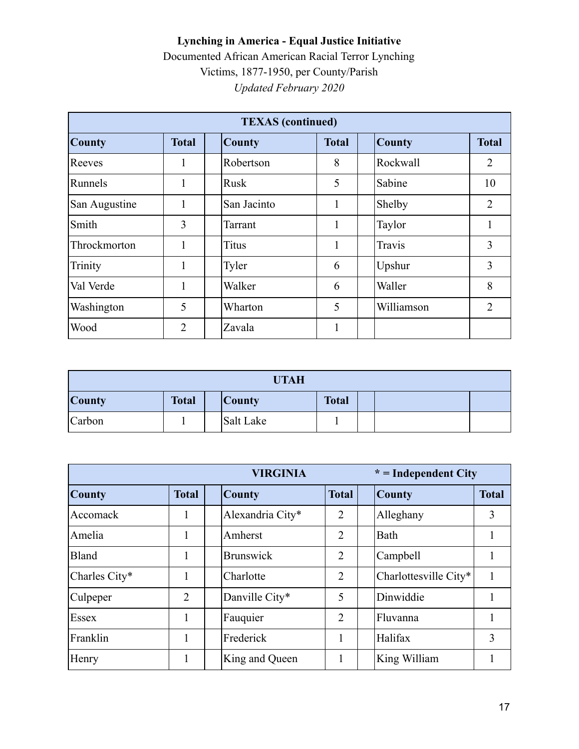**Lynching in America - Equal Justice Initiative**

Documented African American Racial Terror Lynching Victims, 1877-1950, per County/Parish

*Updated February 2020*

| TEXAS (continued) | | | | | | | |
|---|---|---|---|---|---|---|---|
| **County** | **Total** | | **County** | **Total** | | **County** | **Total** |
| Reeves | 1 | | Robertson | 8 | | Rockwall | 2 |
| Runnels | 1 | | Rusk | 5 | | Sabine | 10 |
| San Augustine | 1 | | San Jacinto | 1 | | Shelby | 2 |
| Smith | 3 | | Tarrant | 1 | | Taylor | 1 |
| Throckmorton | 1 | | Titus | 1 | | Travis | 3 |
| Trinity | 1 | | Tyler | 6 | | Upshur | 3 |
| Val Verde | 1 | | Walker | 6 | | Waller | 8 |
| Washington | 5 | | Wharton | 5 | | Williamson | 2 |
| Wood | 2 | | Zavala | 1 | | | |

| UTAH | | | | | | | |
|---|---|---|---|---|---|---|---|
| **County** | **Total** | | **County** | **Total** | | | |
| Carbon | 1 | | Salt Lake | 1 | | | |

| VIRGINIA | | | | | | * = Independent City | |
|---|---|---|---|---|---|---|---|
| **County** | **Total** | | **County** | **Total** | | **County** | **Total** |
| Accomack | 1 | | Alexandria City* | 2 | | Alleghany | 3 |
| Amelia | 1 | | Amherst | 2 | | Bath | 1 |
| Bland | 1 | | Brunswick | 2 | | Campbell | 1 |
| Charles City* | 1 | | Charlotte | 2 | | Charlottesville City* | 1 |
| Culpeper | 2 | | Danville City* | 5 | | Dinwiddie | 1 |
| Essex | 1 | | Fauquier | 2 | | Fluvanna | 1 |
| Franklin | 1 | | Frederick | 1 | | Halifax | 3 |
| Henry | 1 | | King and Queen | 1 | | King William | 1 |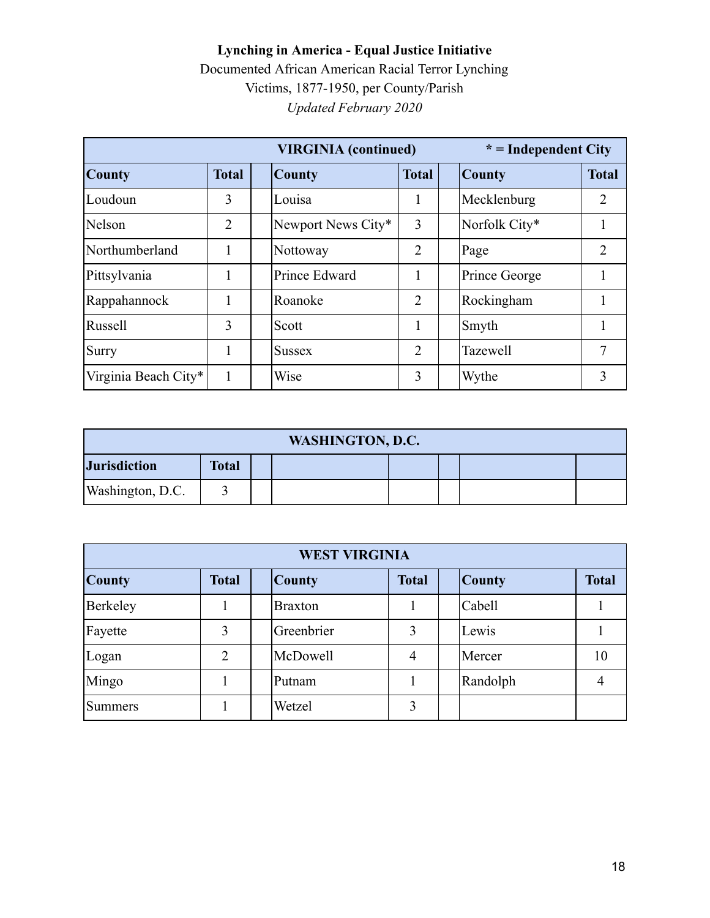**Lynching in America - Equal Justice Initiative**

Documented African American Racial Terror Lynching Victims, 1877-1950, per County/Parish

*Updated February 2020*

| VIRGINIA (continued) | | | | | | * = Independent City | |
|---|---|---|---|---|---|---|---|
| **County** | **Total** | | **County** | **Total** | | **County** | **Total** |
| Loudoun | 3 | | Louisa | 1 | | Mecklenburg | 2 |
| Nelson | 2 | | Newport News City* | 3 | | Norfolk City* | 1 |
| Northumberland | 1 | | Nottoway | 2 | | Page | 2 |
| Pittsylvania | 1 | | Prince Edward | 1 | | Prince George | 1 |
| Rappahannock | 1 | | Roanoke | 2 | | Rockingham | 1 |
| Russell | 3 | | Scott | 1 | | Smyth | 1 |
| Surry | 1 | | Sussex | 2 | | Tazewell | 7 |
| Virginia Beach City* | 1 | | Wise | 3 | | Wythe | 3 |

| WASHINGTON, D.C. | | | | | | | |
|---|---|---|---|---|---|---|---|
| **Jurisdiction** | **Total** | | | | | | |
| Washington, D.C. | 3 | | | | | | |

| WEST VIRGINIA | | | | | | | |
|---|---|---|---|---|---|---|---|
| **County** | **Total** | | **County** | **Total** | | **County** | **Total** |
| Berkeley | 1 | | Braxton | 1 | | Cabell | 1 |
| Fayette | 3 | | Greenbrier | 3 | | Lewis | 1 |
| Logan | 2 | | McDowell | 4 | | Mercer | 10 |
| Mingo | 1 | | Putnam | 1 | | Randolph | 4 |
| Summers | 1 | | Wetzel | 3 | | | |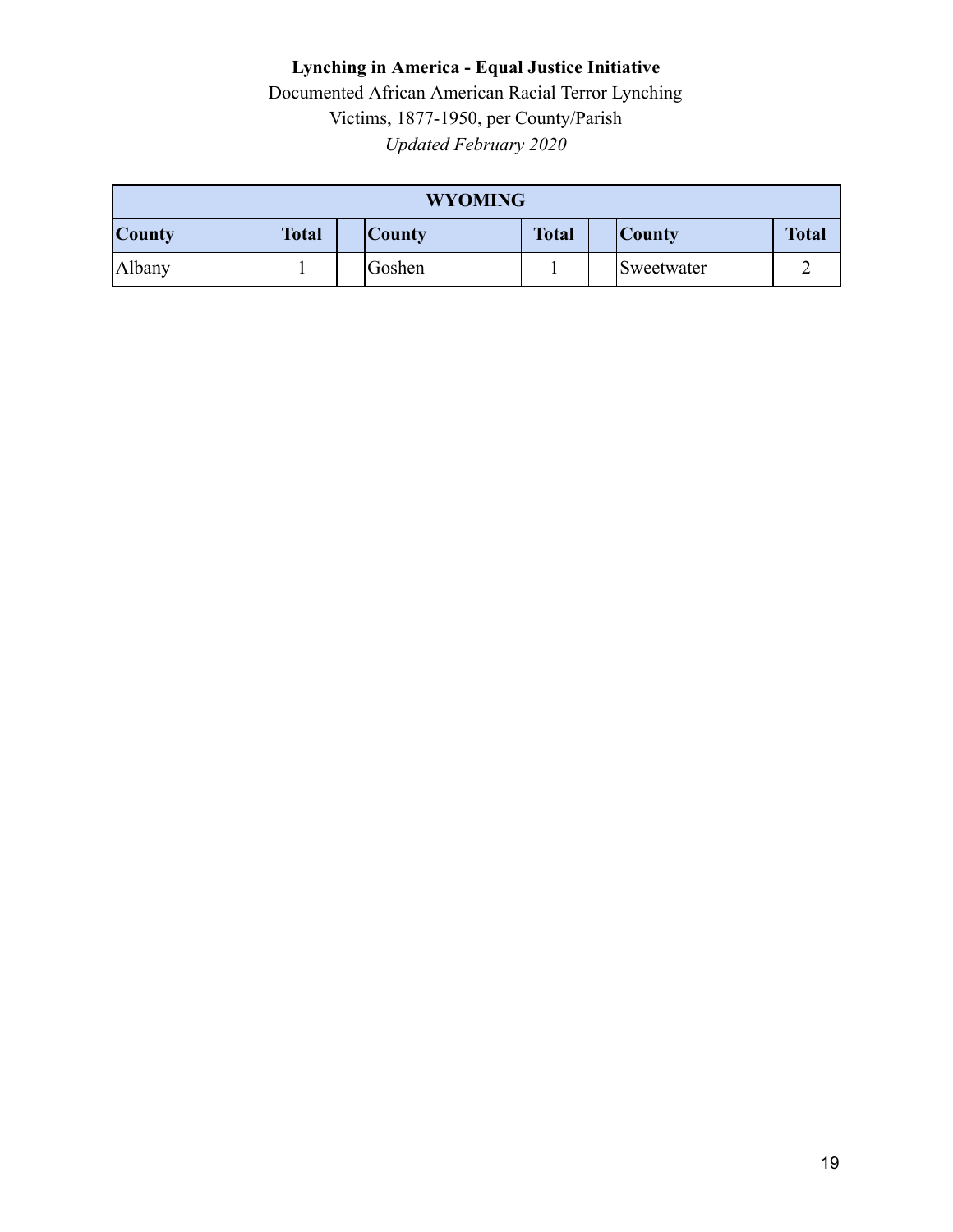**Lynching in America - Equal Justice Initiative**

Documented African American Racial Terror Lynching Victims, 1877-1950, per County/Parish

*Updated February 2020*

| WYOMING | | | | | | | |
|---|---|---|---|---|---|---|---|
| **County** | **Total** | | **County** | **Total** | | **County** | **Total** |
| Albany | 1 | | Goshen | 1 | | Sweetwater | 2 |